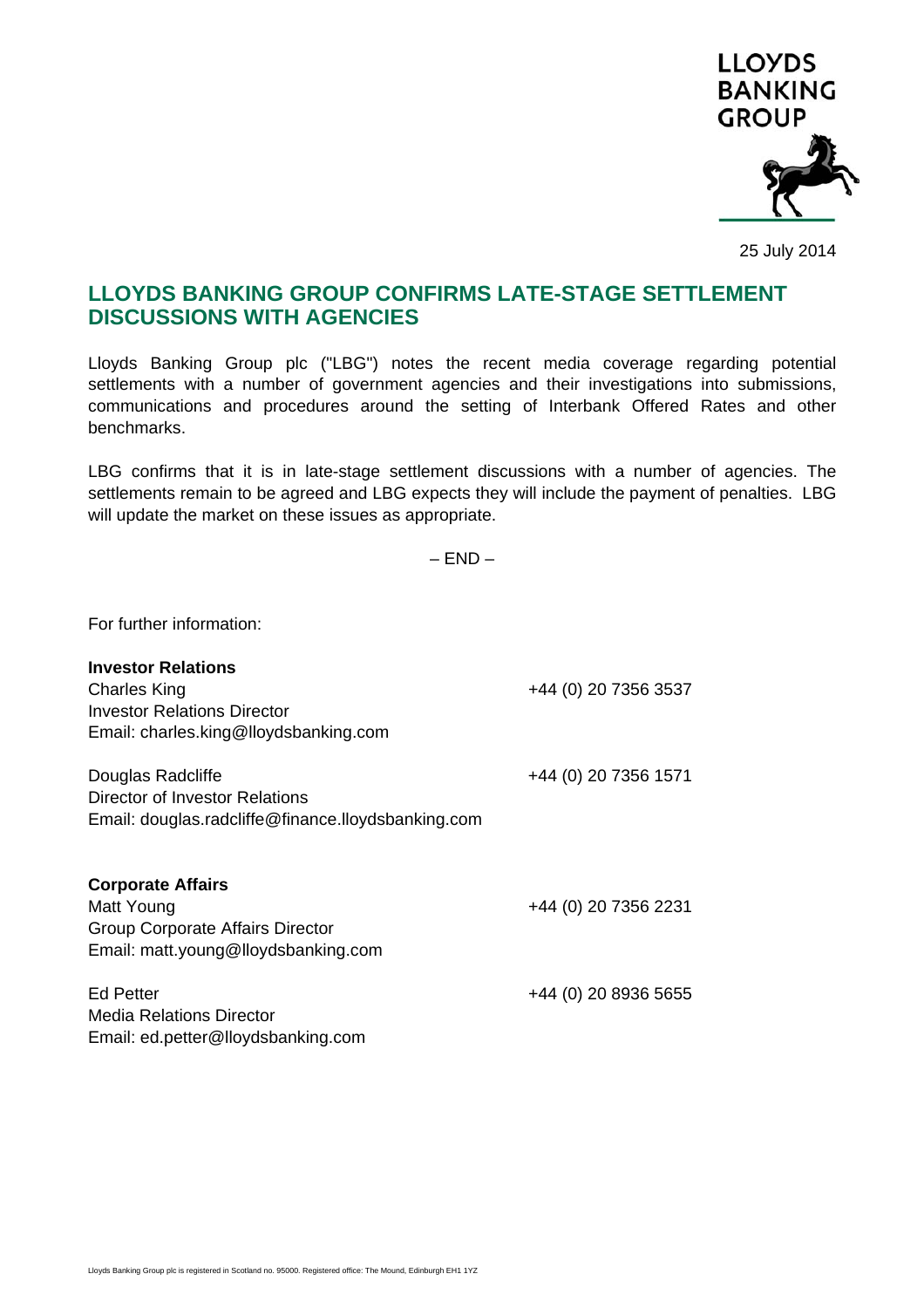LLOYDS BANKING GROUP

25 July 2014

# LLOYDS BANKING GROUP CONFIRMS LATE-STAGE SETTLEMENT DISCUSSIONS WITH AGENCIES

Lloyds Banking Group plc ("LBG") notes the recent media coverage regarding potential settlements with a number of government agencies and their investigations into submissions, communications and procedures around the setting of Interbank Offered Rates and other benchmarks.

LBG confirms that it is in late-stage settlement discussions with a number of agencies. The settlements remain to be agreed and LBG expects they will include the payment of penalties. LBG will update the market on these issues as appropriate.

– END –

For further information:

**Investor Relations**

Charles King — +44 (0) 20 7356 3537
Investor Relations Director
Email: charles.king@lloydsbanking.com

Douglas Radcliffe — +44 (0) 20 7356 1571
Director of Investor Relations
Email: douglas.radcliffe@finance.lloydsbanking.com

**Corporate Affairs**

Matt Young — +44 (0) 20 7356 2231
Group Corporate Affairs Director
Email: matt.young@lloydsbanking.com

Ed Petter — +44 (0) 20 8936 5655
Media Relations Director
Email: ed.petter@lloydsbanking.com

Lloyds Banking Group plc is registered in Scotland no. 95000. Registered office: The Mound, Edinburgh EH1 1YZ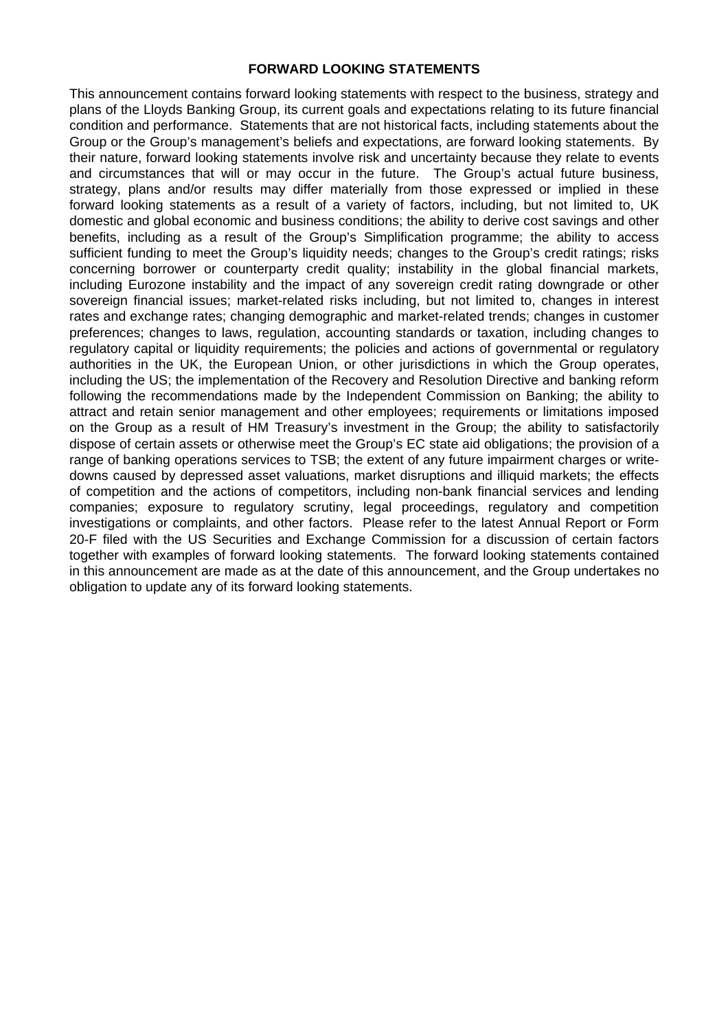**FORWARD LOOKING STATEMENTS**

This announcement contains forward looking statements with respect to the business, strategy and plans of the Lloyds Banking Group, its current goals and expectations relating to its future financial condition and performance. Statements that are not historical facts, including statements about the Group or the Group's management's beliefs and expectations, are forward looking statements. By their nature, forward looking statements involve risk and uncertainty because they relate to events and circumstances that will or may occur in the future. The Group's actual future business, strategy, plans and/or results may differ materially from those expressed or implied in these forward looking statements as a result of a variety of factors, including, but not limited to, UK domestic and global economic and business conditions; the ability to derive cost savings and other benefits, including as a result of the Group's Simplification programme; the ability to access sufficient funding to meet the Group's liquidity needs; changes to the Group's credit ratings; risks concerning borrower or counterparty credit quality; instability in the global financial markets, including Eurozone instability and the impact of any sovereign credit rating downgrade or other sovereign financial issues; market-related risks including, but not limited to, changes in interest rates and exchange rates; changing demographic and market-related trends; changes in customer preferences; changes to laws, regulation, accounting standards or taxation, including changes to regulatory capital or liquidity requirements; the policies and actions of governmental or regulatory authorities in the UK, the European Union, or other jurisdictions in which the Group operates, including the US; the implementation of the Recovery and Resolution Directive and banking reform following the recommendations made by the Independent Commission on Banking; the ability to attract and retain senior management and other employees; requirements or limitations imposed on the Group as a result of HM Treasury's investment in the Group; the ability to satisfactorily dispose of certain assets or otherwise meet the Group's EC state aid obligations; the provision of a range of banking operations services to TSB; the extent of any future impairment charges or write-downs caused by depressed asset valuations, market disruptions and illiquid markets; the effects of competition and the actions of competitors, including non-bank financial services and lending companies; exposure to regulatory scrutiny, legal proceedings, regulatory and competition investigations or complaints, and other factors. Please refer to the latest Annual Report or Form 20-F filed with the US Securities and Exchange Commission for a discussion of certain factors together with examples of forward looking statements. The forward looking statements contained in this announcement are made as at the date of this announcement, and the Group undertakes no obligation to update any of its forward looking statements.